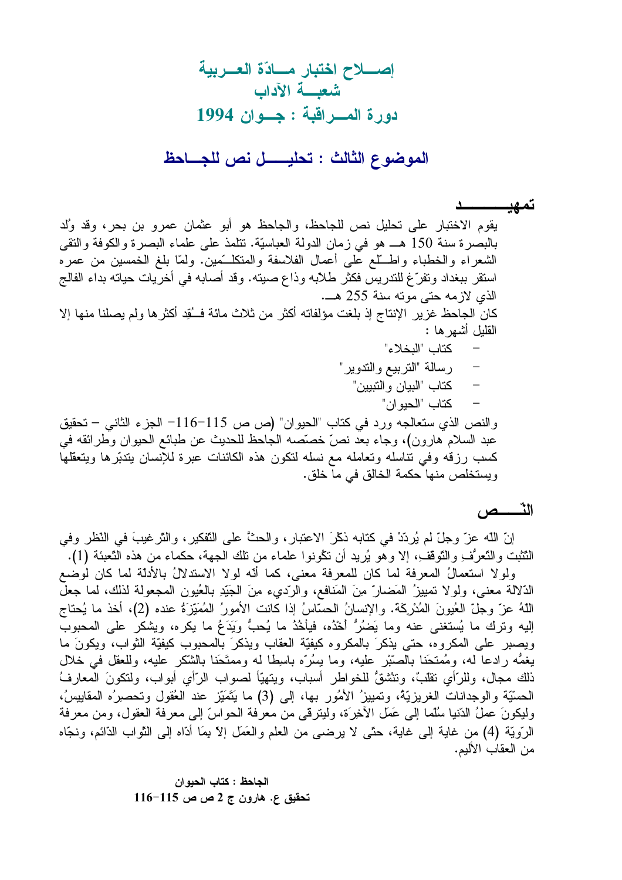# إصــلاح اختبار مــادّة العــربية
## شعبـــة الآداب
## دورة المـــراقبة : جـــوان 1994

## الموضوع الثالث : تحليـــل نص للجـــاحظ

### تمهيـــــــد

يقوم الاختبار على تحليل نص للجاحظ، والجاحظ هو أبو عثمان عمرو بن بحر، وقد وُلد بالبصرة سنة 150 هـــ هو في زمان الدولة العباسيّة. تتلمذ على علماء البصرة والكوفة والتقى الشعراء والخطباء واطّلع على أعمال الفلاسفة والمتكلّمين. ولمّا بلغ الخمسين من عمره استقر ببغداد وتفرّغ للتدريس فكثر طلابه وذاع صيته. وقد أصابه في أخريات حياته بداء الفالج الذي لازمه حتى موته سنة 255 هـــ.

كان الجاحظ غزير الإنتاج إذ بلغت مؤلفاته أكثر من ثلاث مائة فـُقِد أكثرها ولم يصلنا منها إلا القليل أشهرها :

- كتاب "البخلاء"
- رسالة "التربيع والتدوير"
- كتاب "البيان والتبيين"
- كتاب "الحيوان"

والنص الذي ستعالجه ورد في كتاب "الحيوان" (ص ص 115-116- الجزء الثاني – تحقيق عبد السلام هارون)، وجاء بعد نصّ خصّصه الجاحظ للحديث عن طبائع الحيوان وطرائقه في كسب رزقه وفي تناسله وتعامله مع نسله لتكون هذه الكائنات عبرة للإنسان يتدبّرها ويتعقلها ويستخلص منها حكمة الخالق في ما خلق.

### النّـــــص

إنّ اللّه عزّ وجلّ لم يُردّدْ في كتابه ذكْرَ الاعتبار، والحثَّ على التفكير، والتّرغيبَ في النّظر وفي التّثبت والتّعرُّفِ والتّوقفِ، إلا وهو يُريد أن تكونوا علماء من تلك الجهة، حكماء من هذه التّعبئة (1).

ولولا استعمالُ المعرفة لما كان للمعرفة معنى، كما أنّه لولا الاستدلالُ بالأدلّة لما كان لوضع الدّلالة معنى، ولولا تمييزُ المَضارّ مِنَ المَنافع، والرّديء مِنَ الجَيّدِ بالعُيون المجعولة لذلك، لما جعل اللّهُ عزّ وجلّ العُيونَ المُدْرِكَةَ. والإنسانُ الحسّاسُ إذا كانت الأمورُ المُمَيّزَةُ عنده (2)، أخذ ما يُحتاج إليه وترك ما يُستغنى عنه وما يَضُرُّ أخْذُه، فيأخُذُ ما يُحبُّ ويَدَعُ ما يكره، ويشكر على المحبوب ويصبر على المكروه، حتى يذكرَ بالمكروه كيفيّة العقاب ويذكرَ بالمحبوب كيفيّة الثواب، ويكونَ ما يغمُّه رادعا له، ومُمتحَنا بالصّبْر عليه، وما يسُرّه باسِطا له وممتحَنا بالشّكر عليه، وللعقل في خلال ذلك مجال، وللرّأي تقلّبٌ، وتنشقُّ للخواطر أسباب، ويتهيّأ لصواب الرّأي أبواب، ولتكونَ المعارفُ الحسّيّة والوجدانات الغريزيّةُ، وتمييزُ الأمُور بها، إلى (3) ما يَتَمَيّز عند العُقول وتحصرُه المقاييسُ، وليكونَ عملُ الدّنيا سُلّما إلى عَمَل الآخِرَة، وليترقى من معرفة الحواسّ إلى معرفة العقول، ومن معرفة الرّويّة (4) من غاية إلى غاية، حتّى لا يرضى من العلم والعَمَل إلاّ بمَا أدّاه إلى الثّواب الدّائم، ونجّاه من العقاب الأليم.

**الجاحظ : كتاب الحيوان**
**تحقيق ع. هارون ج 2 ص ص 115-116**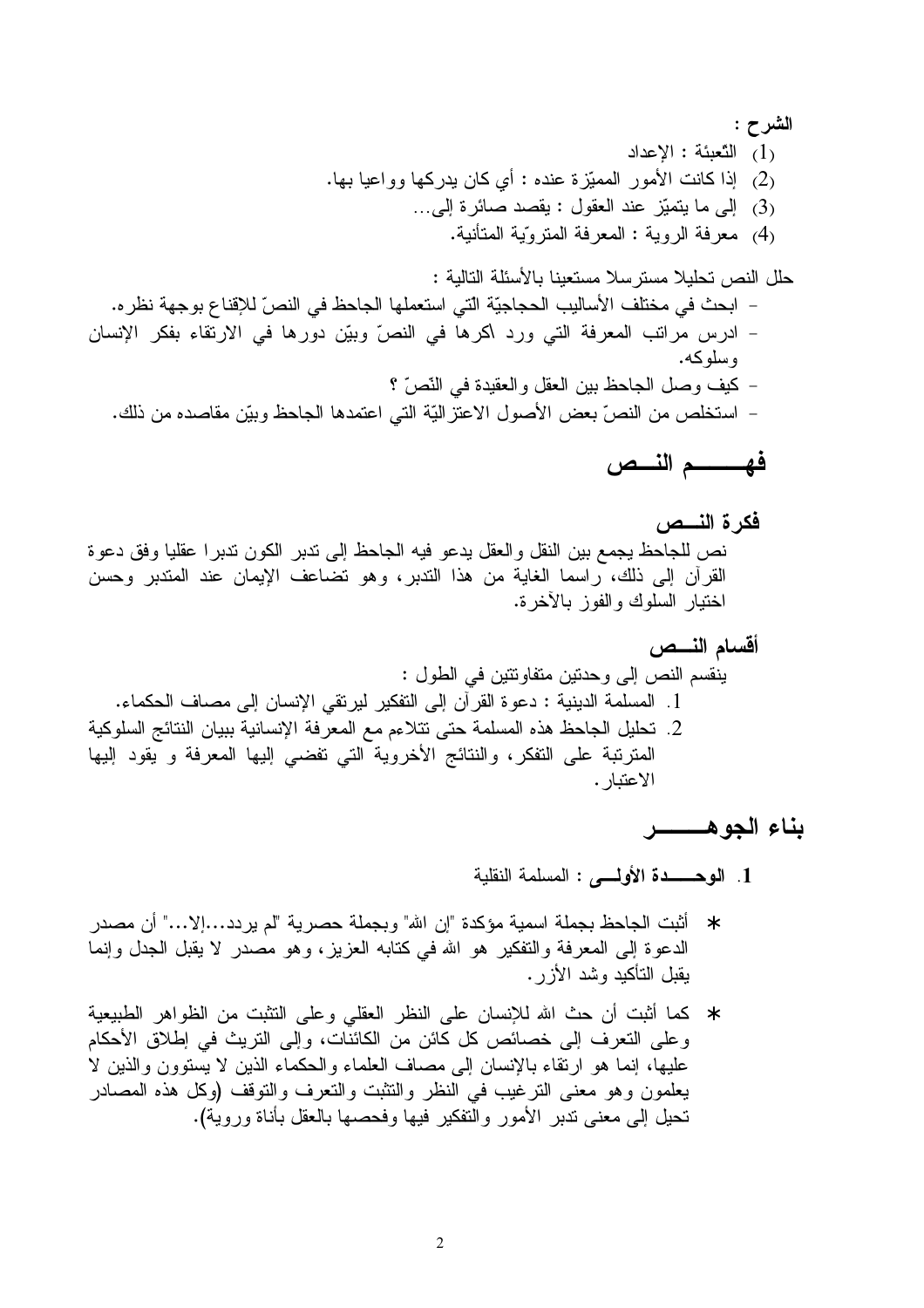**الشرح :**

1) التّعبئة : الإعداد
2) إذا كانت الأمور المميّزة عنده : أي كان يدركها وواعيا بها.
3) إلى ما يتميّز عند العقول : يقصد صائرة إلى...
4) معرفة الروية : المعرفة المترويّة المتأنية.

حلل النص تحليلا مسترسلا مستعينا بالأسئلة التالية :

- ابحث في مختلف الأساليب الحجاجيّة التي استعملها الجاحظ في النصّ للإقناع بوجهة نظره.
- ادرس مراتب المعرفة التي ورد اكرها في النصّ وبيّن دورها في الارتقاء بفكر الإنسان وسلوكه.
- كيف وصل الجاحظ بين العقل والعقيدة في النّصّ ؟
- استخلص من النصّ بعض الأصول الاعتزاليّة التي اعتمدها الجاحظ وبيّن مقاصده من ذلك.

# فهـــــــم النـــص

### فكرة النـــص

نص للجاحظ يجمع بين النقل والعقل يدعو فيه الجاحظ إلى تدبر الكون تدبرا عقليا وفق دعوة القرآن إلى ذلك، راسما الغاية من هذا التدبر، وهو تضاعف الإيمان عند المتدبر وحسن اختيار السلوك والفوز بالآخرة.

### أقسام النـــص

ينقسم النص إلى وحدتين متفاوتتين في الطول :

1. المسلمة الدينية : دعوة القرآن إلى التفكير ليرتقي الإنسان إلى مصاف الحكماء.
2. تحليل الجاحظ هذه المسلمة حتى تتلاءم مع المعرفة الإنسانية ببيان النتائج السلوكية المترتبة على التفكر، والنتائج الأخروية التي تفضي إليها المعرفة و يقود إليها الاعتبار.

# بناء الجوهـــــــر

1. **الوحـــــدة الأولـــى :** المسلمة النقلية

* أثبت الجاحظ بجملة اسمية مؤكدة "إن الله" وبجملة حصرية "لم يردد...إلا..." أن مصدر الدعوة إلى المعرفة والتفكير هو الله في كتابه العزيز، وهو مصدر لا يقبل الجدل وإنما يقبل التأكيد وشد الأزر.

* كما أثبت أن حث الله للإنسان على النظر العقلي وعلى التثبت من الظواهر الطبيعية وعلى التعرف إلى خصائص كل كائن من الكائنات، وإلى التريث في إطلاق الأحكام عليها، إنما هو ارتقاء بالإنسان إلى مصاف العلماء والحكماء الذين لا يستوون والذين لا يعلمون وهو معنى الترغيب في النظر والتثبت والتعرف والتوقف (وكل هذه المصادر تحيل إلى معنى تدبر الأمور والتفكير فيها وفحصها بالعقل بأناة وروية).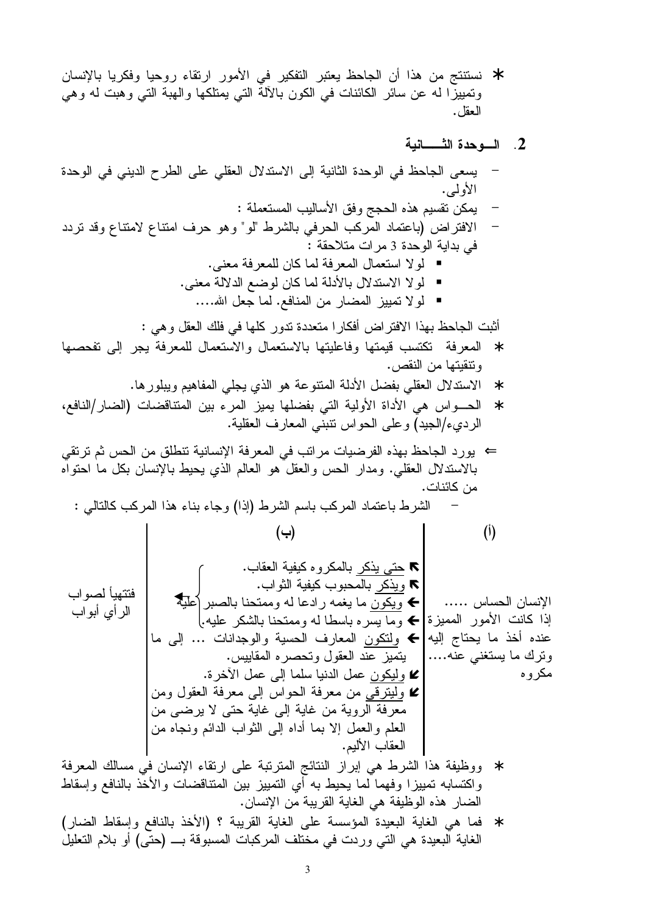* نستنتج من هذا أن الجاحظ يعتبر التفكير في الأمور ارتقاء روحيا وفكريا بالإنسان وتمييزا له عن سائر الكائنات في الكون بالآلة التي يمتلكها والهبة التي وهبت له وهي العقل.

## 2. الـــوحدة الثـــــانية

- يسعى الجاحظ في الوحدة الثانية إلى الاستدلال العقلي على الطرح الديني في الوحدة الأولى.
- يمكن تقسيم هذه الحجج وفق الأساليب المستعملة :
- الافتراض (باعتماد المركب الحرفي بالشرط "لو" وهو حرف امتناع لامتناع وقد تردد في بداية الوحدة 3 مرات متلاحقة :
  - لولا استعمال المعرفة لما كان للمعرفة معنى.
  - لولا الاستدلال بالأدلة لما كان لوضع الدلالة معنى.
  - لولا تمييز المضار من المنافع. لما جعل الله....

أثبت الجاحظ بهذا الافتراض أفكارا متعددة تدور كلها في فلك العقل وهي :

* المعرفة تكتسب قيمتها وفاعليتها بالاستعمال والاستعمال للمعرفة يجر إلى تفحصها وتنقيتها من النقص.
* الاستدلال العقلي بفضل الأدلة المتنوعة هو الذي يجلي المفاهيم ويبلورها.
* الحـــواس هي الأداة الأولية التي بفضلها يميز المرء بين المتناقضات (الضار/النافع، الرديء/الجيد) وعلى الحواس تنبني المعارف العقلية.

⇐ يورد الجاحظ بهذه الفرضيات مراتب في المعرفة الإنسانية تنطلق من الحس ثم ترتقي بالاستدلال العقلي. ومدار الحس والعقل هو العالم الذي يحيط بالإنسان بكل ما احتواه من كائنات.

- الشرط باعتماد المركب باسم الشرط (إذا) وجاء بناء هذا المركب كالتالي :

| (أ) | (ب) | |
|---|---|---|
| الإنسان الحساس ..... إذا كانت الأمور المميزة عنده أخذ ما يحتاج إليه وترك ما يستغني عنه.... مكروه | ↖ حتى يذكر بالمكروه كيفية العقاب.<br>↖ ويذكر بالمحبوب كيفية الثواب.<br>← ويكون ما يغمه رادعا له وممتحنا بالصبر عليه.<br>← وما يسره باسطا له وممتحنا بالشكر عليه.<br>← ولتكون المعارف الحسية والوجدانات ... إلى ما يتميز عند العقول وتحصره المقاييس.<br>↙ وليكون عمل الدنيا سلما إلى عمل الآخرة.<br>↙ وليترقى من معرفة الحواس إلى معرفة العقول ومن معرفة الروية من غاية إلى غاية حتى لا يرضى من العلم والعمل إلا بما أداه إلى الثواب الدائم ونجاه من العقاب الأليم. | فتتهيأ لصواب الرأي أبواب |

* ووظيفة هذا الشرط هي إبراز النتائج المترتبة على ارتقاء الإنسان في مسالك المعرفة واكتسابه تمييزا وفهما لما يحيط به أي التمييز بين المتناقضات والأخذ بالنافع وإسقاط الضار هذه الوظيفة هي الغاية القريبة من الإنسان.
* فما هي الغاية البعيدة المؤسسة على الغاية القريبة ؟ (الأخذ بالنافع وإسقاط الضار) الغاية البعيدة هي التي وردت في مختلف المركبات المسبوقة بـــ (حتى) أو بلام التعليل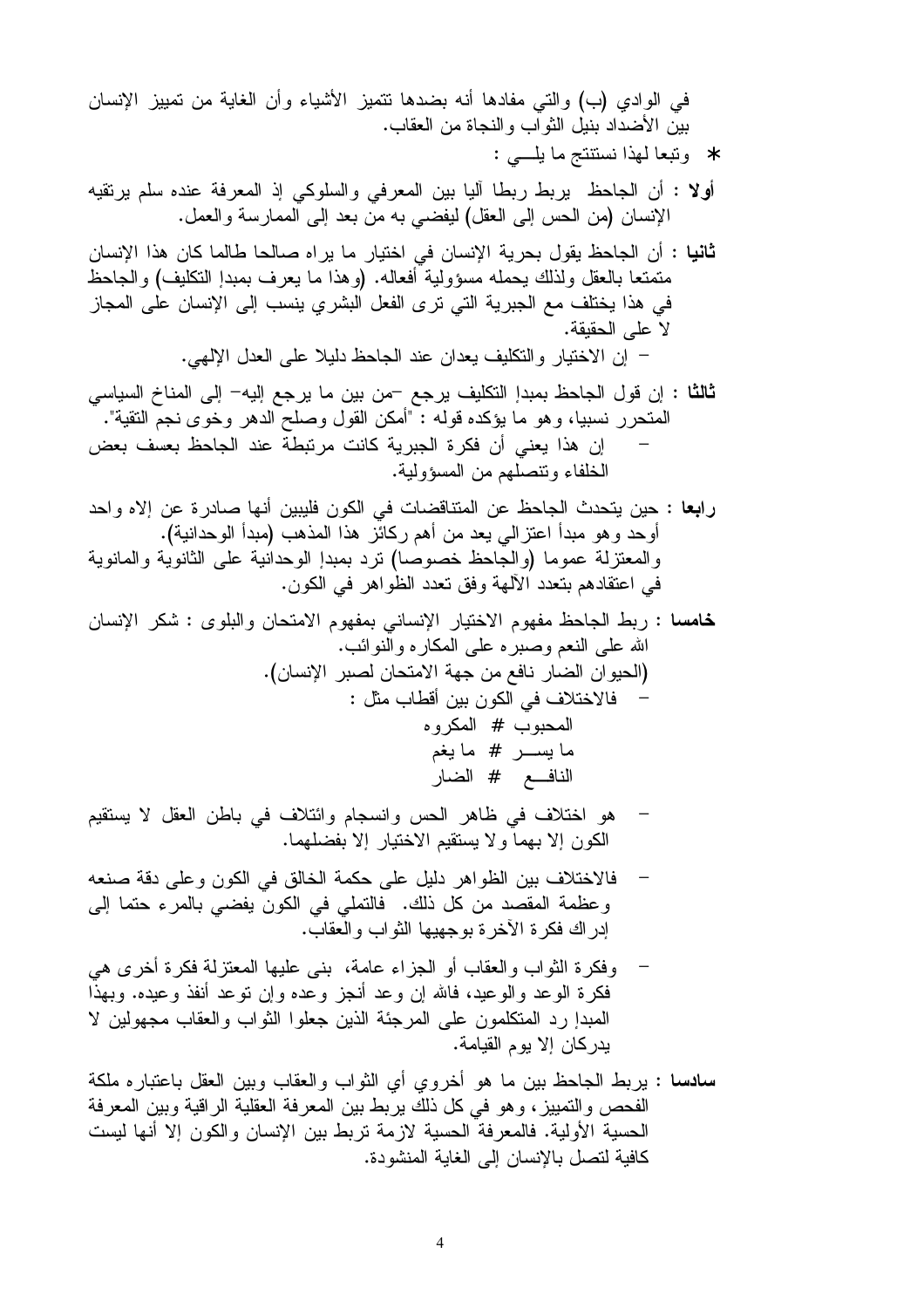في الوادي (ب) والتي مفادها أنه بضدها تتميز الأشياء وأن الغاية من تمييز الإنسان بين الأضداد بنيل الثواب والنجاة من العقاب.

* وتبعا لهذا نستنتج ما يلـــي :

**أولا** : أن الجاحظ يربط ربطا آليا بين المعرفي والسلوكي إذ المعرفة عنده سلم يرتقيه الإنسان (من الحس إلى العقل) ليفضي به من بعد إلى الممارسة والعمل.

**ثانيا** : أن الجاحظ يقول بحرية الإنسان في اختيار ما يراه صالحا طالما كان هذا الإنسان متمتعا بالعقل ولذلك يحمله مسؤولية أفعاله. (وهذا ما يعرف بمبدإ التكليف) والجاحظ في هذا يختلف مع الجبرية التي ترى الفعل البشري ينسب إلى الإنسان على المجاز لا على الحقيقة.

- إن الاختيار والتكليف يعدان عند الجاحظ دليلا على العدل الإلهي.

**ثالثا** : إن قول الجاحظ بمبدإ التكليف يرجع –من بين ما يرجع إليه– إلى المناخ السياسي المتحرر نسبيا، وهو ما يؤكده قوله : "أمكن القول وصلح الدهر وخوى نجم التقية".

- إن هذا يعني أن فكرة الجبرية كانت مرتبطة عند الجاحظ بعسف بعض الخلفاء وتنصلهم من المسؤولية.

**رابعا** : حين يتحدث الجاحظ عن المتناقضات في الكون فليبين أنها صادرة عن إله واحد أوحد وهو مبدأ اعتزالي يعد من أهم ركائز هذا المذهب (مبدأ الوحدانية).
والمعتزلة عموما (والجاحظ خصوصا) ترد بمبدإ الوحدانية على الثانوية والمانوية في اعتقادهم بتعدد الآلهة وفق تعدد الظواهر في الكون.

**خامسا** : ربط الجاحظ مفهوم الاختيار الإنساني بمفهوم الامتحان والبلوى : شكر الإنسان الله على النعم وصبره على المكاره والنوائب.
(الحيوان الضار نافع من جهة الامتحان لصبر الإنسان).

- فالاختلاف في الكون بين أقطاب مثل :
  المحبوب # المكروه
  ما يســـر # ما يغم
  النافـــع # الضار

- هو اختلاف في ظاهر الحس وانسجام وائتلاف في باطن العقل لا يستقيم الكون إلا بهما ولا يستقيم الاختيار إلا بفضلهما.

- فالاختلاف بين الظواهر دليل على حكمة الخالق في الكون وعلى دقة صنعه وعظمة المقصد من كل ذلك. فالتملي في الكون يفضي بالمرء حتما إلى إدراك فكرة الآخرة بوجهيها الثواب والعقاب.

- وفكرة الثواب والعقاب أو الجزاء عامة، بنى عليها المعتزلة فكرة أخرى هي فكرة الوعد والوعيد، فالله إن وعد أنجز وعده وإن توعد أنفذ وعيده. وبهذا المبدإ رد المتكلمون على المرجئة الذين جعلوا الثواب والعقاب مجهولين لا يدركان إلا يوم القيامة.

**سادسا** : يربط الجاحظ بين ما هو أخروي أي الثواب والعقاب وبين العقل باعتباره ملكة الفحص والتمييز، وهو في كل ذلك يربط بين المعرفة العقلية الراقية وبين المعرفة الحسية الأولية. فالمعرفة الحسية لازمة تربط بين الإنسان والكون إلا أنها ليست كافية لتصل بالإنسان إلى الغاية المنشودة.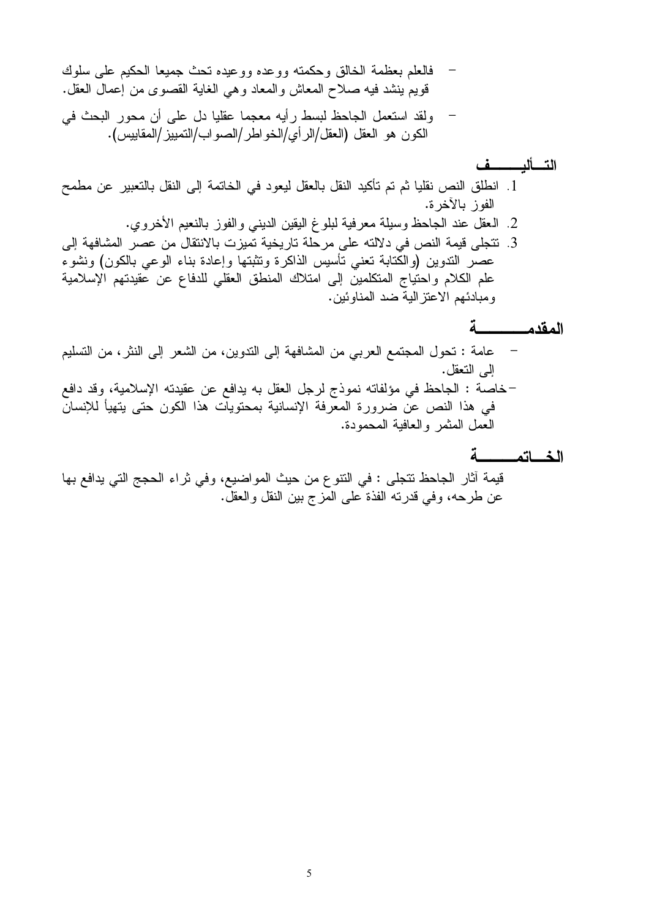- فالعلم بعظمة الخالق وحكمته ووعده ووعيده تحت جميعا الحكيم على سلوك قويم ينشد فيه صلاح المعاش والمعاد وهي الغاية القصوى من إعمال العقل.
- ولقد استعمل الجاحظ لبسط رأيه معجما عقليا دل على أن محور البحث في الكون هو العقل (العقل/الرأي/الخواطر/الصواب/التمييز/المقاييس).

## التـــأليــــــف

1. انطلق النص نقليا ثم تم تأكيد النقل بالعقل ليعود في الخاتمة إلى النقل بالتعبير عن مطمح الفوز بالآخرة.
2. العقل عند الجاحظ وسيلة معرفية لبلوغ اليقين الديني والفوز بالنعيم الأخروي.
3. تتجلى قيمة النص في دلالته على مرحلة تاريخية تميزت بالانتقال من عصر المشافهة إلى عصر التدوين (والكتابة تعني تأسيس الذاكرة وتثبتها وإعادة بناء الوعي بالكون) ونشوء علم الكلام واحتياج المتكلمين إلى امتلاك المنطق العقلي للدفاع عن عقيدتهم الإسلامية ومبادئهم الاعتزالية ضد المناوئين.

## المقدمـــــــــة

- عامة : تحول المجتمع العربي من المشافهة إلى التدوين، من الشعر إلى النثر، من التسليم إلى التعقل.
- خاصة : الجاحظ في مؤلفاته نموذج لرجل العقل به يدافع عن عقيدته الإسلامية، وقد دافع في هذا النص عن ضرورة المعرفة الإنسانية بمحتويات هذا الكون حتى يتهيأ للإنسان العمل المثمر والعافية المحمودة.

## الخـــاتمـــــة

قيمة آثار الجاحظ تتجلى : في التنوع من حيث المواضيع، وفي ثراء الحجج التي يدافع بها عن طرحه، وفي قدرته الفذة على المزج بين النقل والعقل.